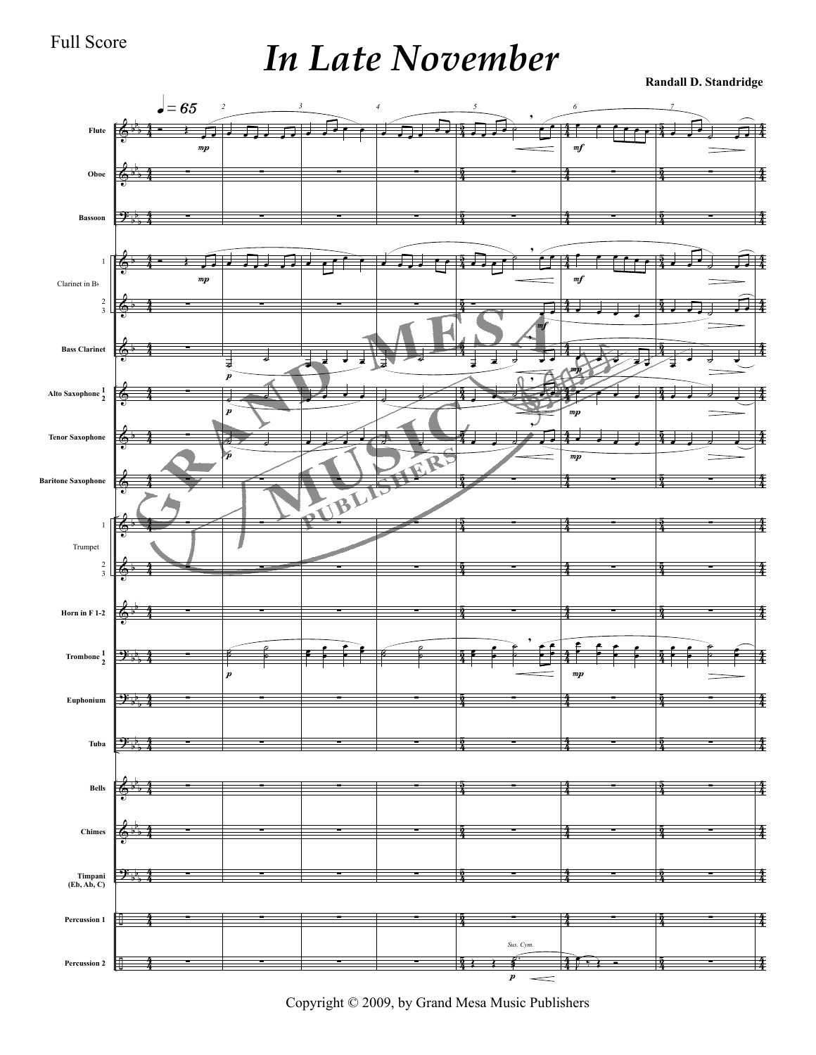Full Score

# In Late November

**Randall D. Standridge**

Copyright © 2009, by Grand Mesa Music Publishers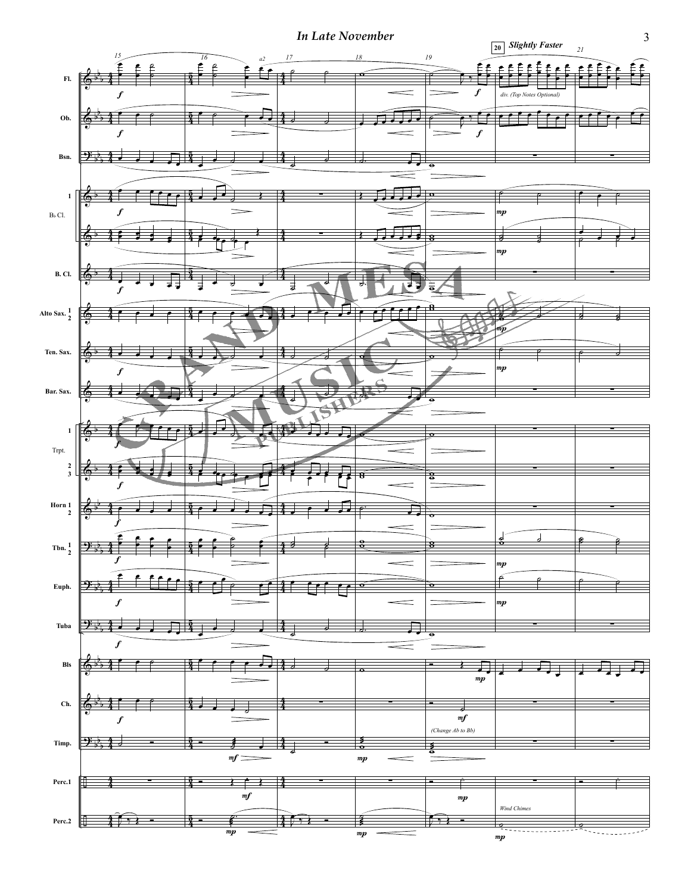# In Late November

**20** *Slightly Faster*

*div. (Top Notes Optional)*

*(Change Ab to Bb)*

*Wind Chimes*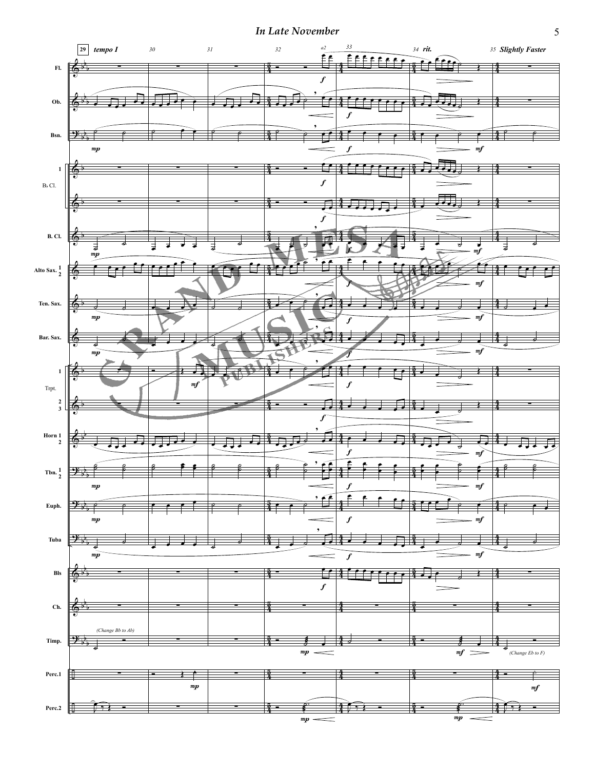29 *tempo I* 30 31 32 33 34 *rit.* 35 *Slightly Faster*

Fl. Ob. Bsn. B♭ Cl. 1 B. Cl. Alto Sax. 1 2 Ten. Sax. Bar. Sax. Trpt. 1 2 3 Horn 1 2 Tbn. 1 2 Euph. Tuba Bls Ch. Timp. Perc.1 Perc.2

*a2*

*(Change Bb to Ab)*

*(Change Eb to F)*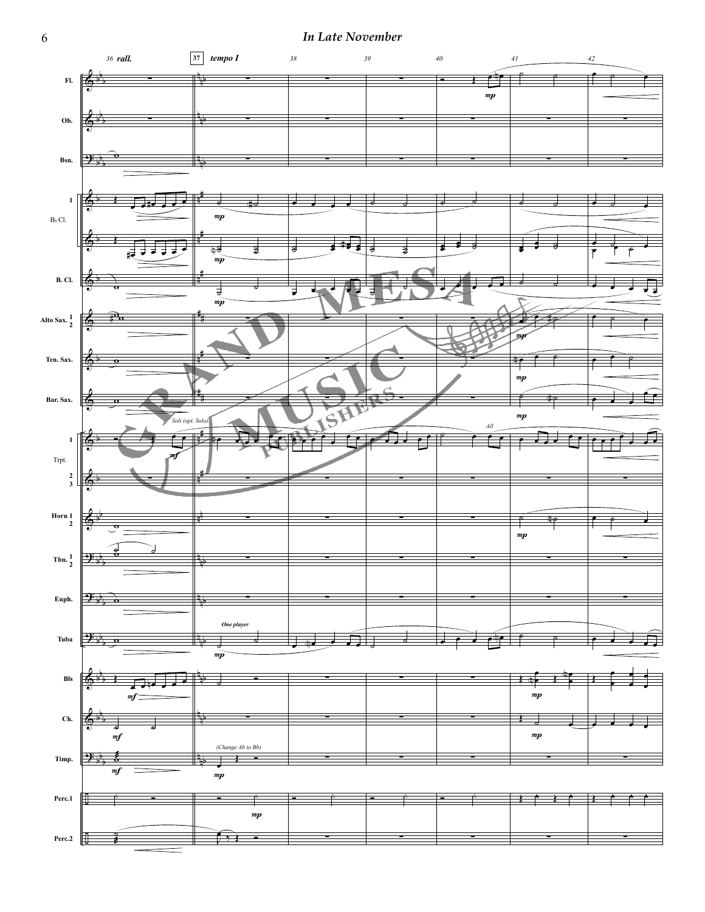*In Late November*

36 **rall.** | 37 *tempo I* | 38 | 39 | 40 | 41 | 42

Fl. · Ob. · Bsn. · B♭ Cl. 1 · B♭ Cl. · B. Cl. · Alto Sax. 1 2 · Ten. Sax. · Bar. Sax. · Trpt. 1 · Trpt. 2 3 · Horn 1 2 · Tbn. 1 2 · Euph. · Tuba · Bls · Ch. · Timp. · Perc.1 · Perc.2

*Soli (opt. Solo)* · *All* · *One player* · *(Change Ab to Bb)*

*mp* · *mf*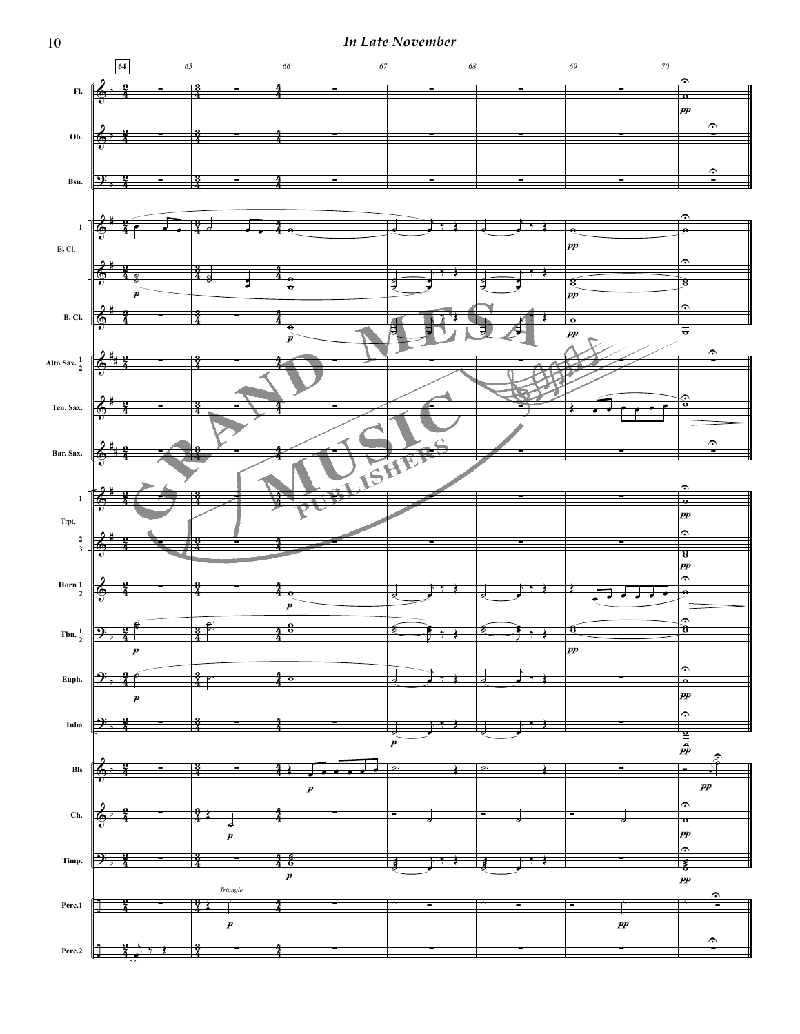64 65 66 67 68 69 70

Fl.

Ob.

Bsn.

B♭ Cl. 1

B. Cl.

Alto Sax. 1 2

Ten. Sax.

Bar. Sax.

Trpt. 1

2 3

Horn 1 2

Tbn. 1 2

Euph.

Tuba

Bls

Ch.

Timp.

Perc.1

*Triangle*

Perc.2

GRAND MESA MUSIC PUBLISHERS